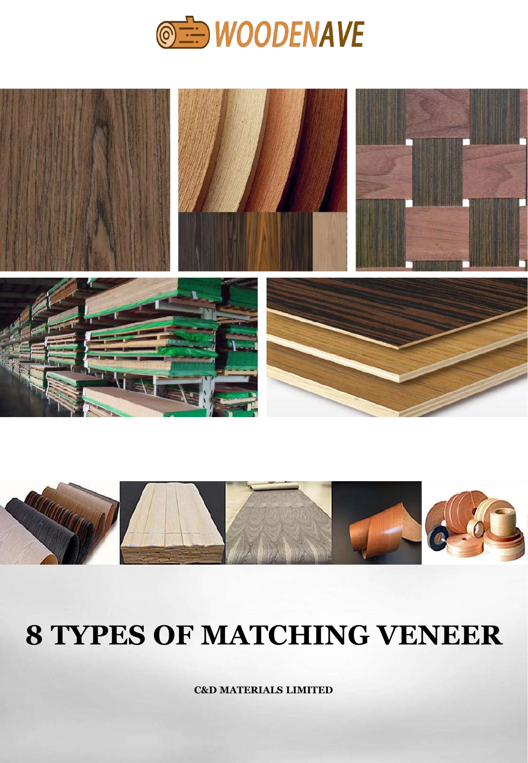WOODENAVE

# 8 TYPES OF MATCHING VENEER

**C&D MATERIALS LIMITED**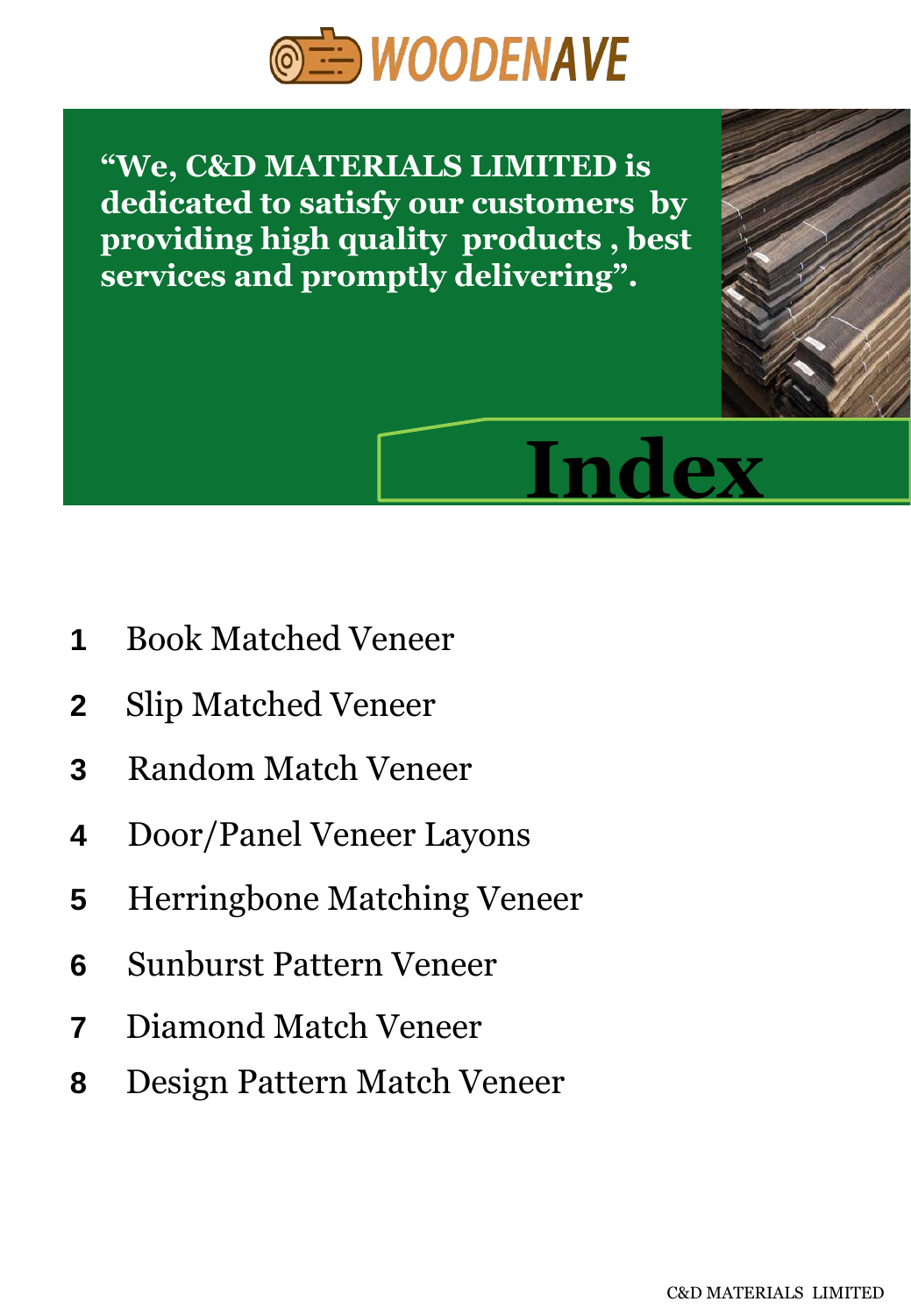WOODENAVE

**"We, C&D MATERIALS LIMITED is dedicated to satisfy our customers by providing high quality products , best services and promptly delivering".**

# Index

1. Book Matched Veneer
2. Slip Matched Veneer
3. Random Match Veneer
4. Door/Panel Veneer Layons
5. Herringbone Matching Veneer
6. Sunburst Pattern Veneer
7. Diamond Match Veneer
8. Design Pattern Match Veneer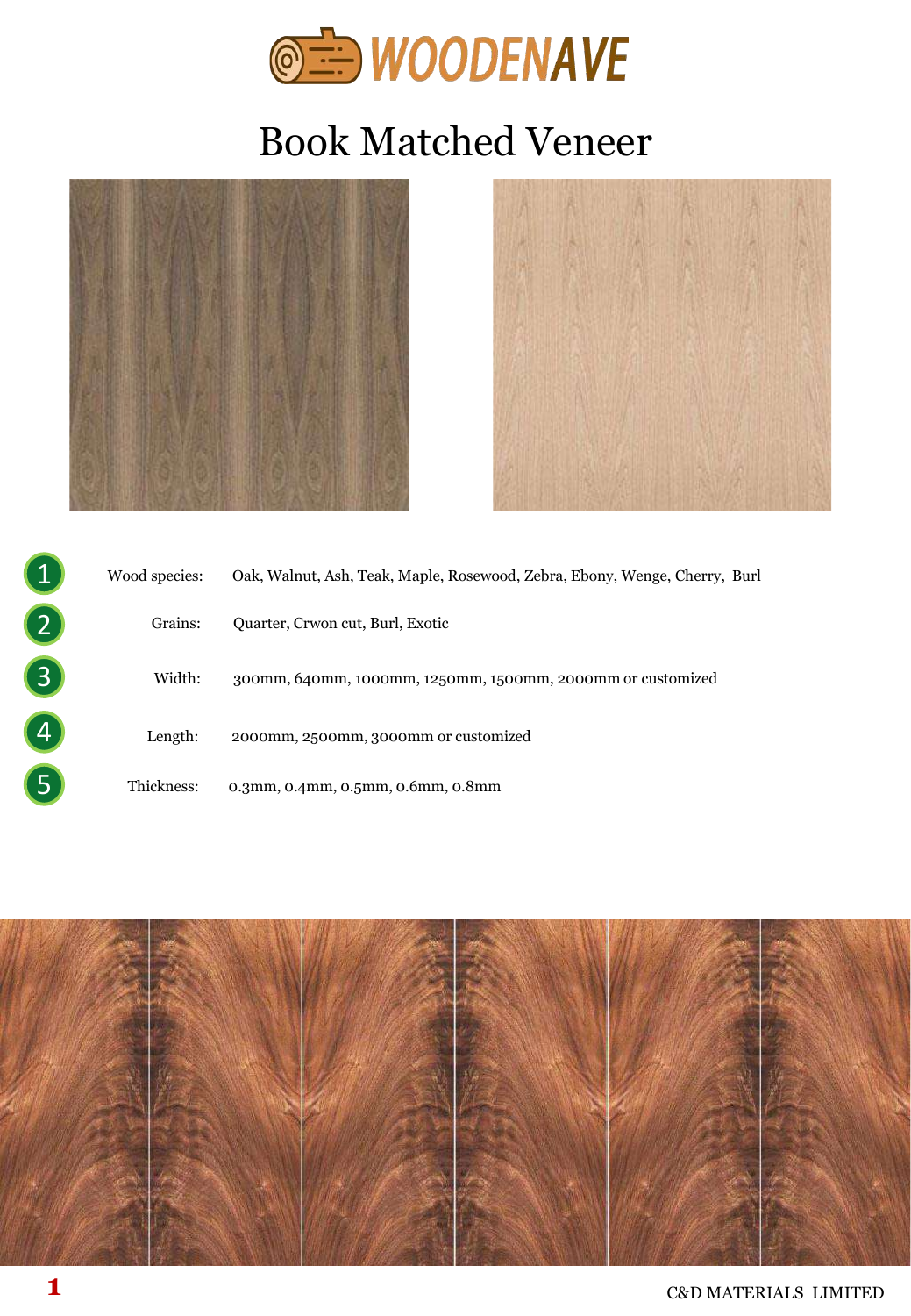WOODENAVE

# Book Matched Veneer

1. Wood species: Oak, Walnut, Ash, Teak, Maple, Rosewood, Zebra, Ebony, Wenge, Cherry, Burl
2. Grains: Quarter, Crwon cut, Burl, Exotic
3. Width: 300mm, 640mm, 1000mm, 1250mm, 1500mm, 2000mm or customized
4. Length: 2000mm, 2500mm, 3000mm or customized
5. Thickness: 0.3mm, 0.4mm, 0.5mm, 0.6mm, 0.8mm

C&D MATERIALS LIMITED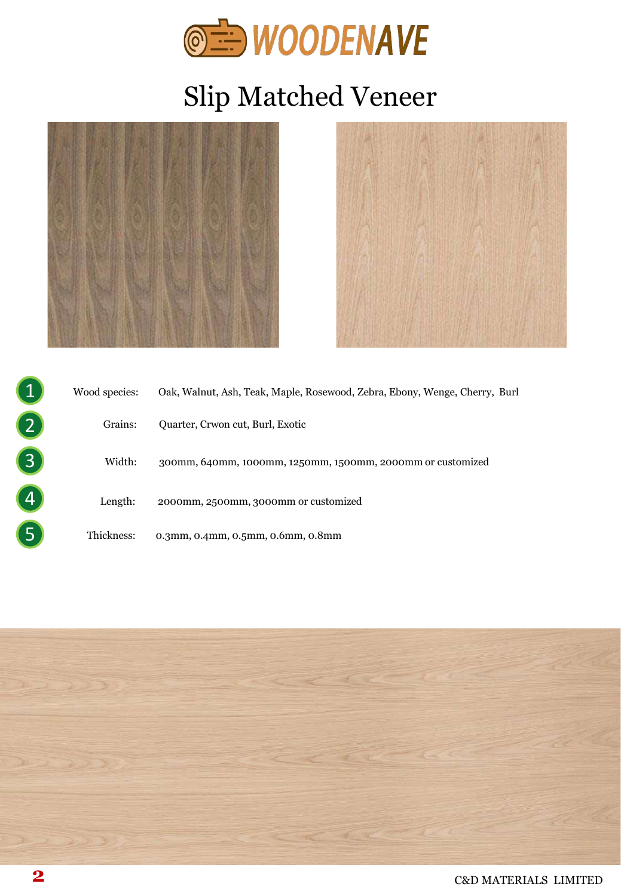# WOODENAVE

## Slip Matched Veneer

1. Wood species: Oak, Walnut, Ash, Teak, Maple, Rosewood, Zebra, Ebony, Wenge, Cherry, Burl
2. Grains: Quarter, Crwon cut, Burl, Exotic
3. Width: 300mm, 640mm, 1000mm, 1250mm, 1500mm, 2000mm or customized
4. Length: 2000mm, 2500mm, 3000mm or customized
5. Thickness: 0.3mm, 0.4mm, 0.5mm, 0.6mm, 0.8mm

C&D MATERIALS LIMITED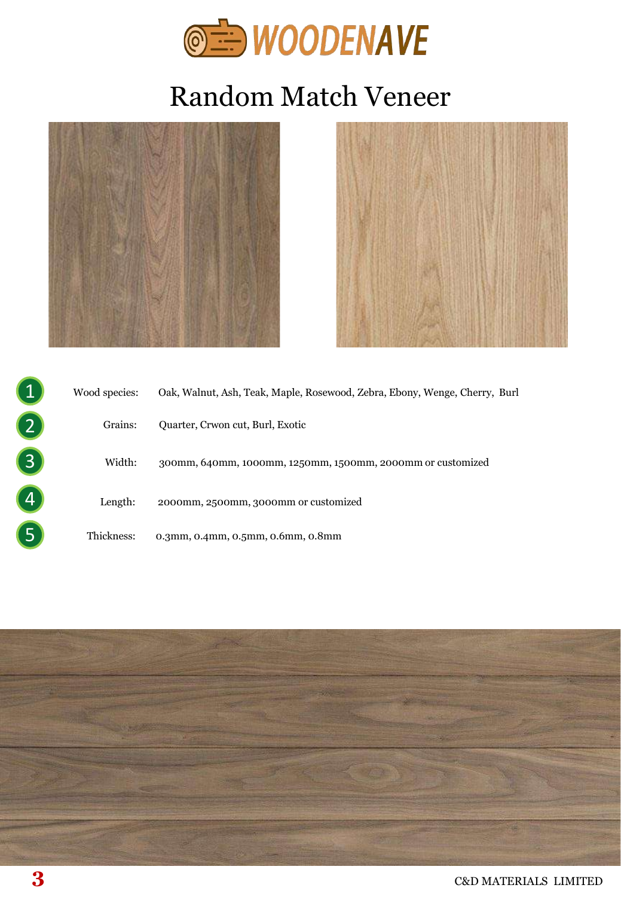WOODENAVE

# Random Match Veneer

1. Wood species: Oak, Walnut, Ash, Teak, Maple, Rosewood, Zebra, Ebony, Wenge, Cherry, Burl
2. Grains: Quarter, Crwon cut, Burl, Exotic
3. Width: 300mm, 640mm, 1000mm, 1250mm, 1500mm, 2000mm or customized
4. Length: 2000mm, 2500mm, 3000mm or customized
5. Thickness: 0.3mm, 0.4mm, 0.5mm, 0.6mm, 0.8mm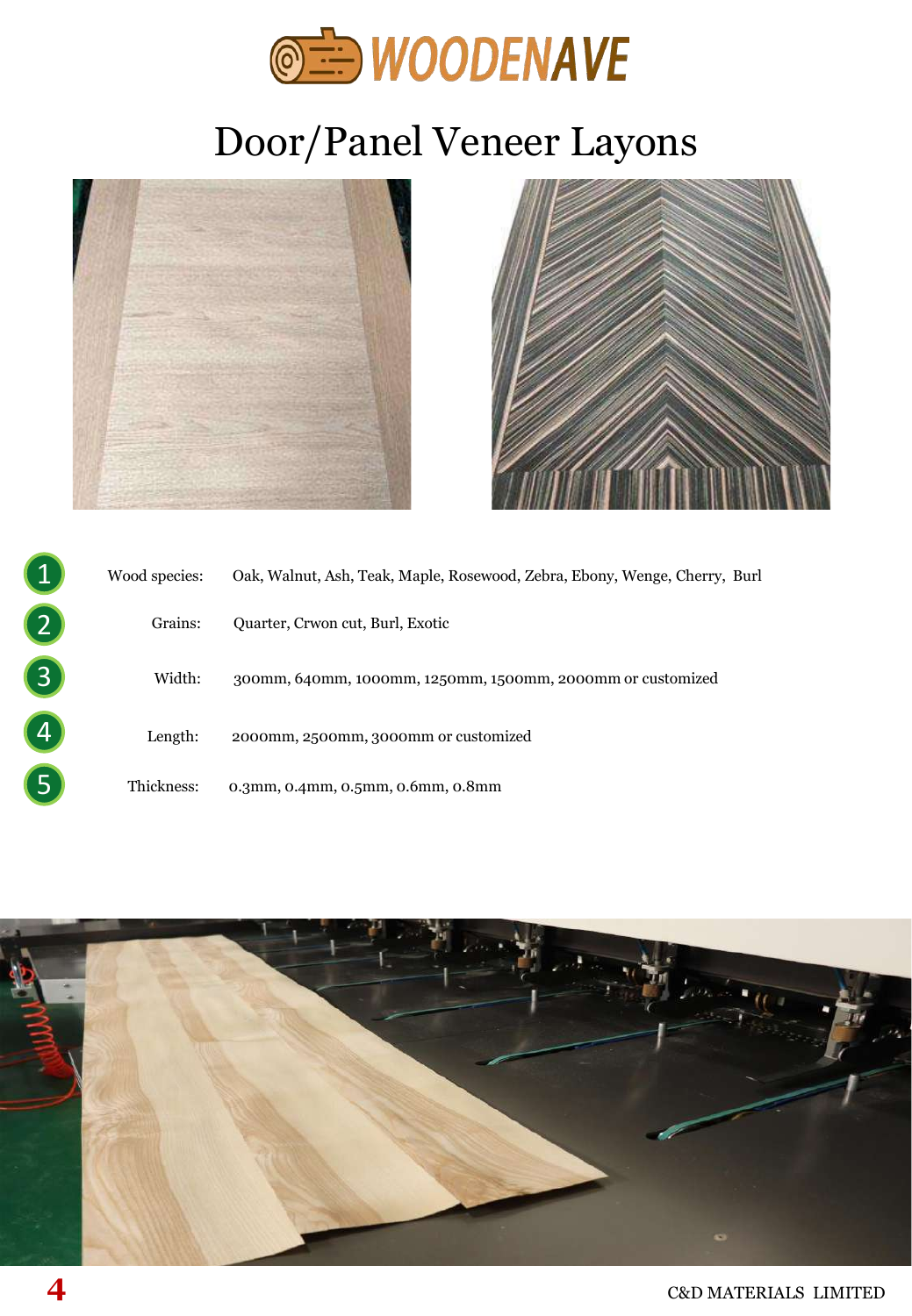# Door/Panel Veneer Layons

1. Wood species: Oak, Walnut, Ash, Teak, Maple, Rosewood, Zebra, Ebony, Wenge, Cherry, Burl
2. Grains: Quarter, Crwon cut, Burl, Exotic
3. Width: 300mm, 640mm, 1000mm, 1250mm, 1500mm, 2000mm or customized
4. Length: 2000mm, 2500mm, 3000mm or customized
5. Thickness: 0.3mm, 0.4mm, 0.5mm, 0.6mm, 0.8mm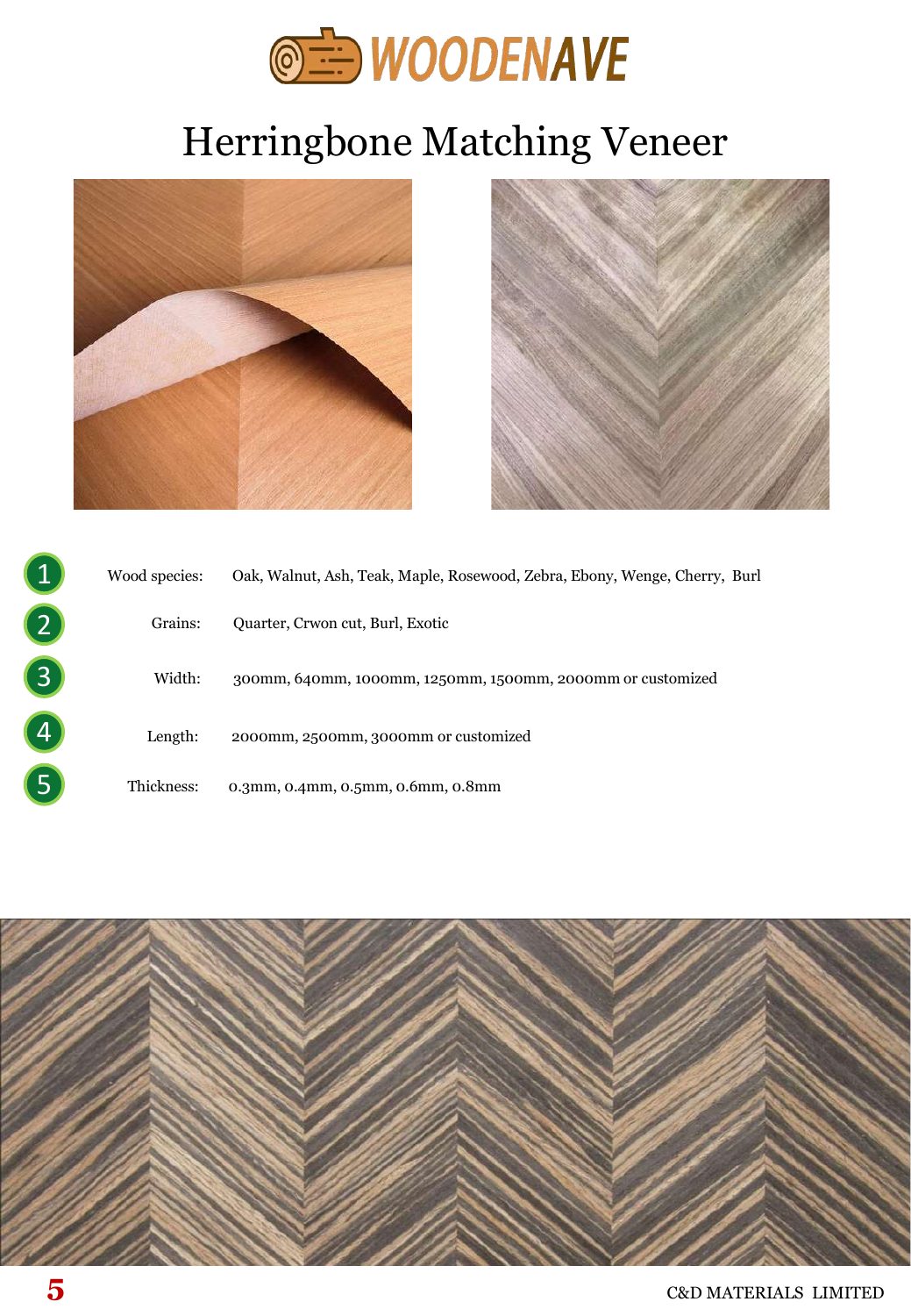# Herringbone Matching Veneer

1. Wood species: Oak, Walnut, Ash, Teak, Maple, Rosewood, Zebra, Ebony, Wenge, Cherry, Burl
2. Grains: Quarter, Crwon cut, Burl, Exotic
3. Width: 300mm, 640mm, 1000mm, 1250mm, 1500mm, 2000mm or customized
4. Length: 2000mm, 2500mm, 3000mm or customized
5. Thickness: 0.3mm, 0.4mm, 0.5mm, 0.6mm, 0.8mm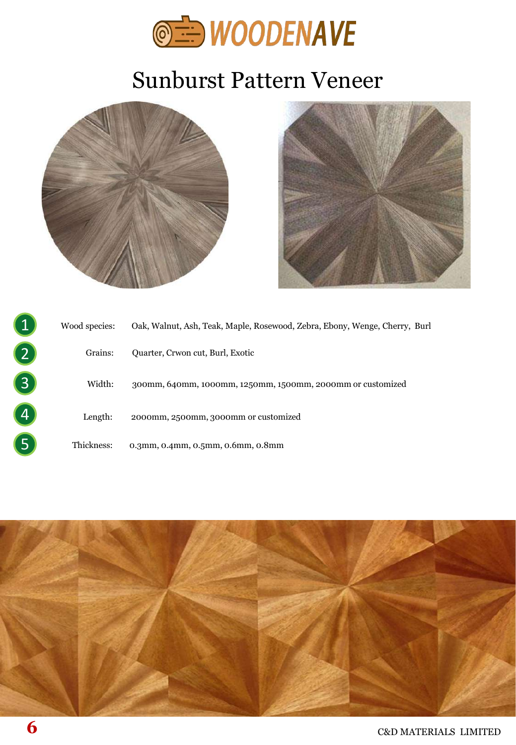# Sunburst Pattern Veneer

1. Wood species: Oak, Walnut, Ash, Teak, Maple, Rosewood, Zebra, Ebony, Wenge, Cherry, Burl
2. Grains: Quarter, Crwon cut, Burl, Exotic
3. Width: 300mm, 640mm, 1000mm, 1250mm, 1500mm, 2000mm or customized
4. Length: 2000mm, 2500mm, 3000mm or customized
5. Thickness: 0.3mm, 0.4mm, 0.5mm, 0.6mm, 0.8mm

C&D MATERIALS LIMITED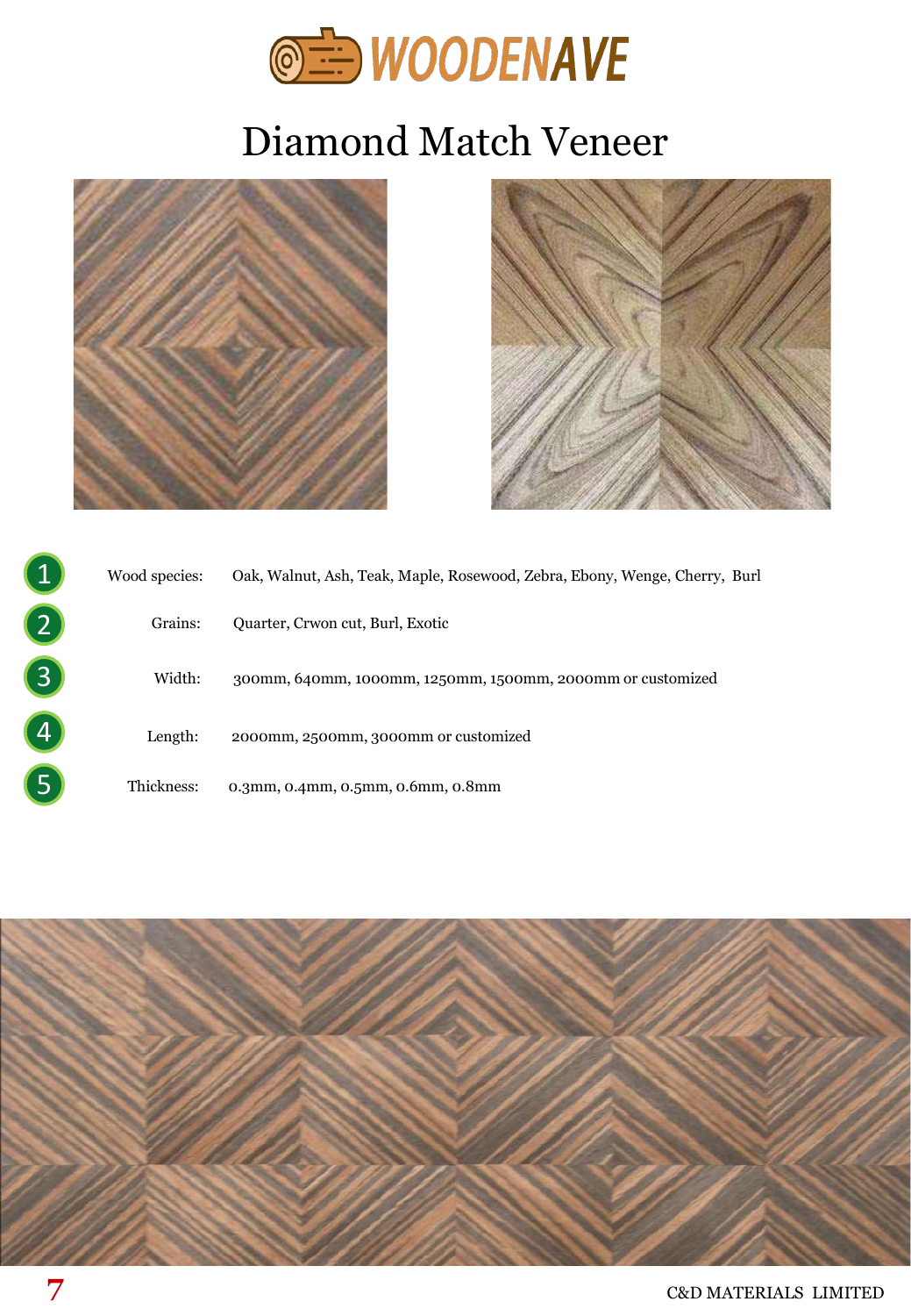WOODENAVE

# Diamond Match Veneer

1. Wood species: Oak, Walnut, Ash, Teak, Maple, Rosewood, Zebra, Ebony, Wenge, Cherry, Burl
2. Grains: Quarter, Crwon cut, Burl, Exotic
3. Width: 300mm, 640mm, 1000mm, 1250mm, 1500mm, 2000mm or customized
4. Length: 2000mm, 2500mm, 3000mm or customized
5. Thickness: 0.3mm, 0.4mm, 0.5mm, 0.6mm, 0.8mm

C&D MATERIALS LIMITED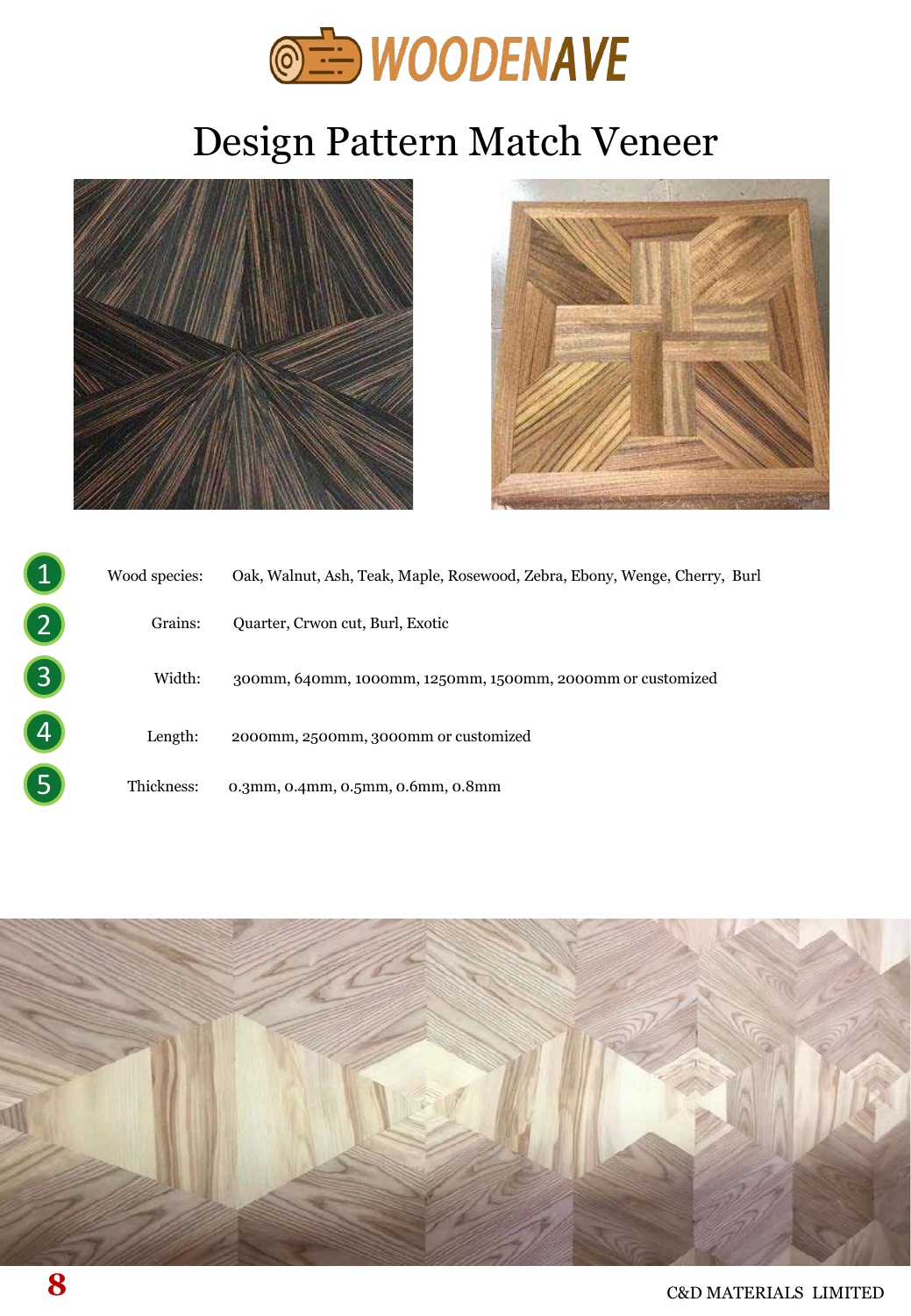WOODENAVE

# Design Pattern Match Veneer

1. Wood species: Oak, Walnut, Ash, Teak, Maple, Rosewood, Zebra, Ebony, Wenge, Cherry, Burl
2. Grains: Quarter, Crwon cut, Burl, Exotic
3. Width: 300mm, 640mm, 1000mm, 1250mm, 1500mm, 2000mm or customized
4. Length: 2000mm, 2500mm, 3000mm or customized
5. Thickness: 0.3mm, 0.4mm, 0.5mm, 0.6mm, 0.8mm

C&D MATERIALS LIMITED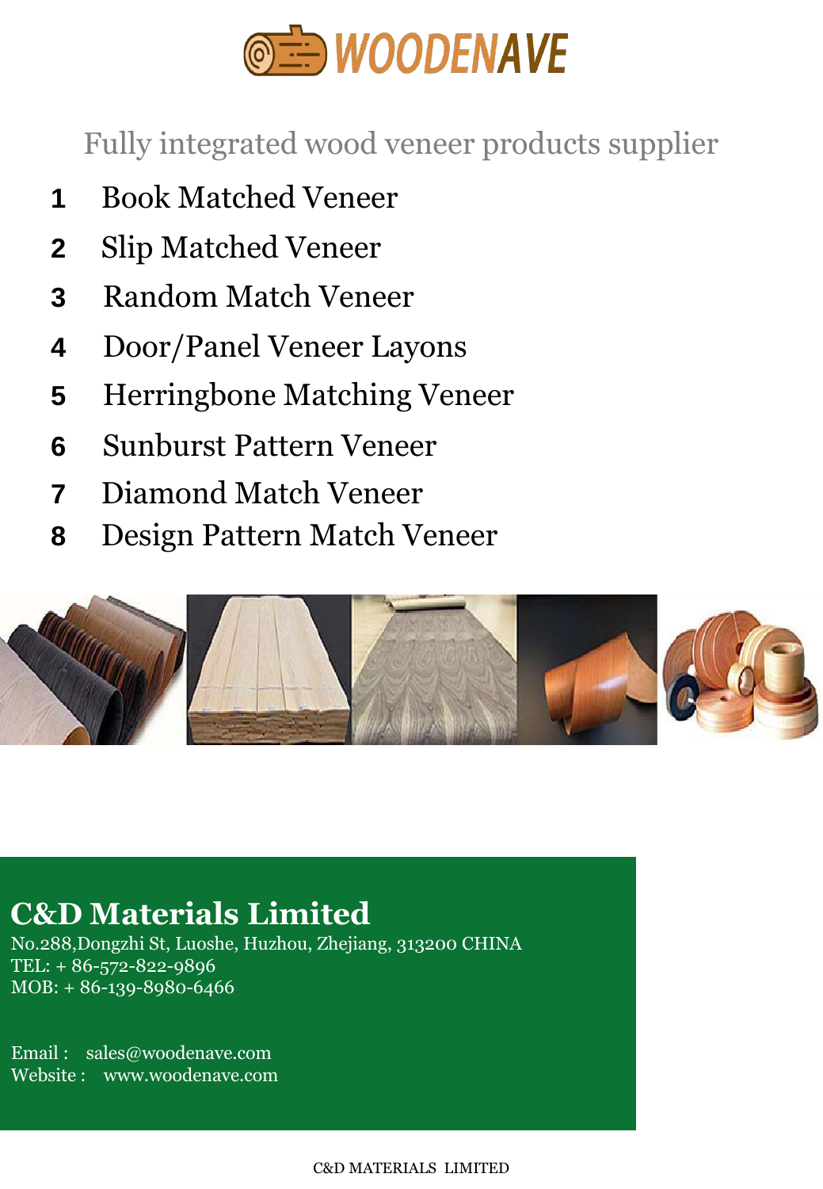# WOODENAVE

Fully integrated wood veneer products supplier

1. Book Matched Veneer
2. Slip Matched Veneer
3. Random Match Veneer
4. Door/Panel Veneer Layons
5. Herringbone Matching Veneer
6. Sunburst Pattern Veneer
7. Diamond Match Veneer
8. Design Pattern Match Veneer

## C&D Materials Limited

No.288,Dongzhi St, Luoshe, Huzhou, Zhejiang, 313200 CHINA
TEL: + 86-572-822-9896
MOB: + 86-139-8980-6466

Email : sales@woodenave.com
Website : www.woodenave.com